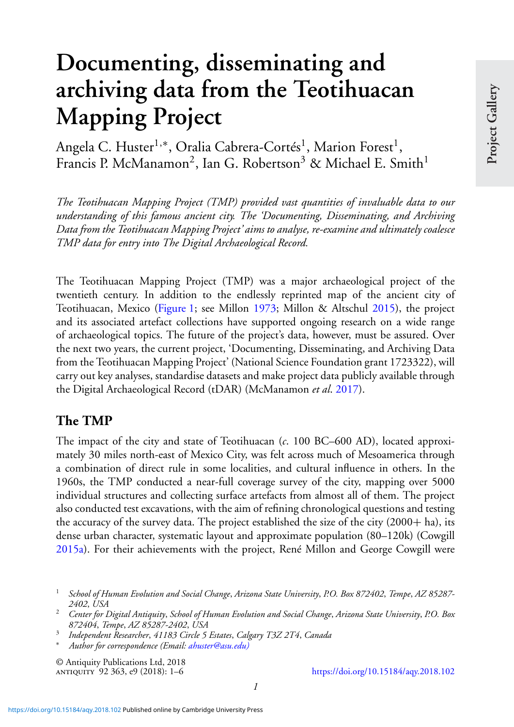# Documenting, disseminating and archiving data from the Teotihuacan Mapping Project

Angela C. Huster[1,*], Oralia Cabrera-Cortés[1], Marion Forest[1], Francis P. McManamon[2], Ian G. Robertson[3] & Michael E. Smith[1]

*The Teotihuacan Mapping Project (TMP) provided vast quantities of invaluable data to our understanding of this famous ancient city. The 'Documenting, Disseminating, and Archiving Data from the Teotihuacan Mapping Project' aims to analyse, re-examine and ultimately coalesce TMP data for entry into The Digital Archaeological Record.*

The Teotihuacan Mapping Project (TMP) was a major archaeological project of the twentieth century. In addition to the endlessly reprinted map of the ancient city of Teotihuacan, Mexico (Figure 1; see Millon 1973; Millon & Altschul 2015), the project and its associated artefact collections have supported ongoing research on a wide range of archaeological topics. The future of the project's data, however, must be assured. Over the next two years, the current project, 'Documenting, Disseminating, and Archiving Data from the Teotihuacan Mapping Project' (National Science Foundation grant 1723322), will carry out key analyses, standardise datasets and make project data publicly available through the Digital Archaeological Record (tDAR) (McManamon *et al.* 2017).

## The TMP

The impact of the city and state of Teotihuacan (*c.* 100 BC–600 AD), located approximately 30 miles north-east of Mexico City, was felt across much of Mesoamerica through a combination of direct rule in some localities, and cultural influence in others. In the 1960s, the TMP conducted a near-full coverage survey of the city, mapping over 5000 individual structures and collecting surface artefacts from almost all of them. The project also conducted test excavations, with the aim of refining chronological questions and testing the accuracy of the survey data. The project established the size of the city (2000+ ha), its dense urban character, systematic layout and approximate population (80–120k) (Cowgill 2015a). For their achievements with the project, René Millon and George Cowgill were

[1] *School of Human Evolution and Social Change, Arizona State University, P.O. Box 872402, Tempe, AZ 85287-2402, USA*

[2] *Center for Digital Antiquity, School of Human Evolution and Social Change, Arizona State University, P.O. Box 872404, Tempe, AZ 85287-2402, USA*

[3] *Independent Researcher, 41183 Circle 5 Estates, Calgary T3Z 2T4, Canada*

[*] *Author for correspondence (Email: ahuster@asu.edu)*

© Antiquity Publications Ltd, 2018

https://doi.org/10.15184/aqy.2018.102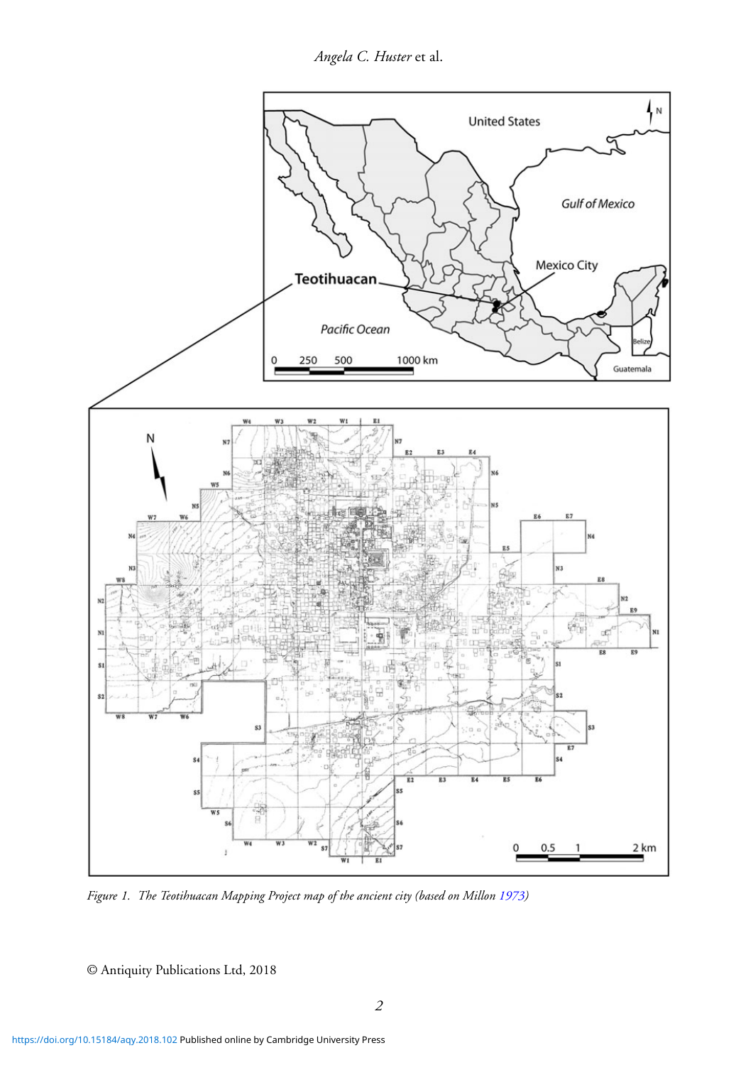*Figure 1. The Teotihuacan Mapping Project map of the ancient city (based on Millon 1973)*

© Antiquity Publications Ltd, 2018

https://doi.org/10.15184/aqy.2018.102 Published online by Cambridge University Press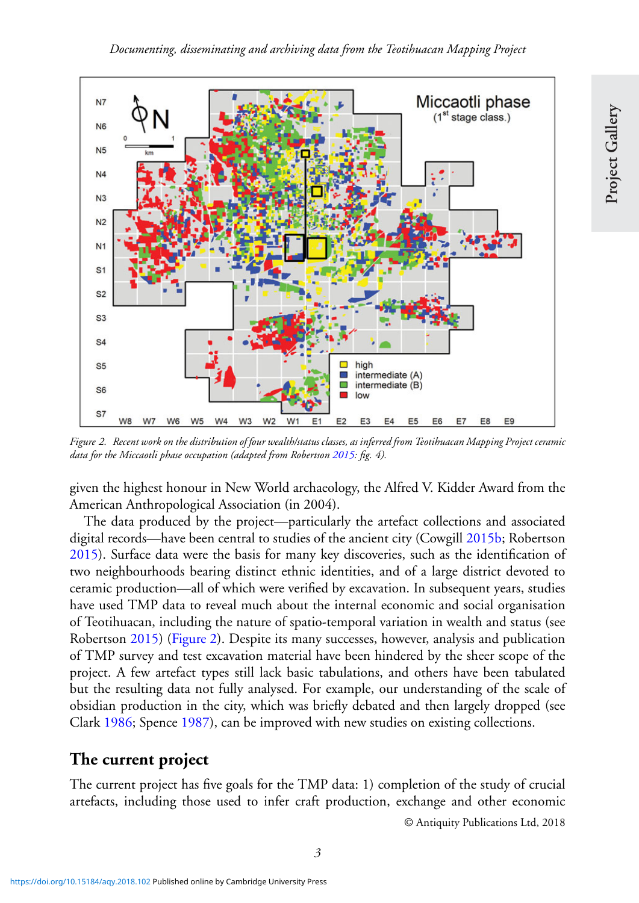Figure 2. Recent work on the distribution of four wealth/status classes, as inferred from Teotihuacan Mapping Project ceramic data for the Miccaotli phase occupation (adapted from Robertson 2015: fig. 4).

given the highest honour in New World archaeology, the Alfred V. Kidder Award from the American Anthropological Association (in 2004).

The data produced by the project—particularly the artefact collections and associated digital records—have been central to studies of the ancient city (Cowgill 2015b; Robertson 2015). Surface data were the basis for many key discoveries, such as the identification of two neighbourhoods bearing distinct ethnic identities, and of a large district devoted to ceramic production—all of which were verified by excavation. In subsequent years, studies have used TMP data to reveal much about the internal economic and social organisation of Teotihuacan, including the nature of spatio-temporal variation in wealth and status (see Robertson 2015) (Figure 2). Despite its many successes, however, analysis and publication of TMP survey and test excavation material have been hindered by the sheer scope of the project. A few artefact types still lack basic tabulations, and others have been tabulated but the resulting data not fully analysed. For example, our understanding of the scale of obsidian production in the city, which was briefly debated and then largely dropped (see Clark 1986; Spence 1987), can be improved with new studies on existing collections.

## The current project

The current project has five goals for the TMP data: 1) completion of the study of crucial artefacts, including those used to infer craft production, exchange and other economic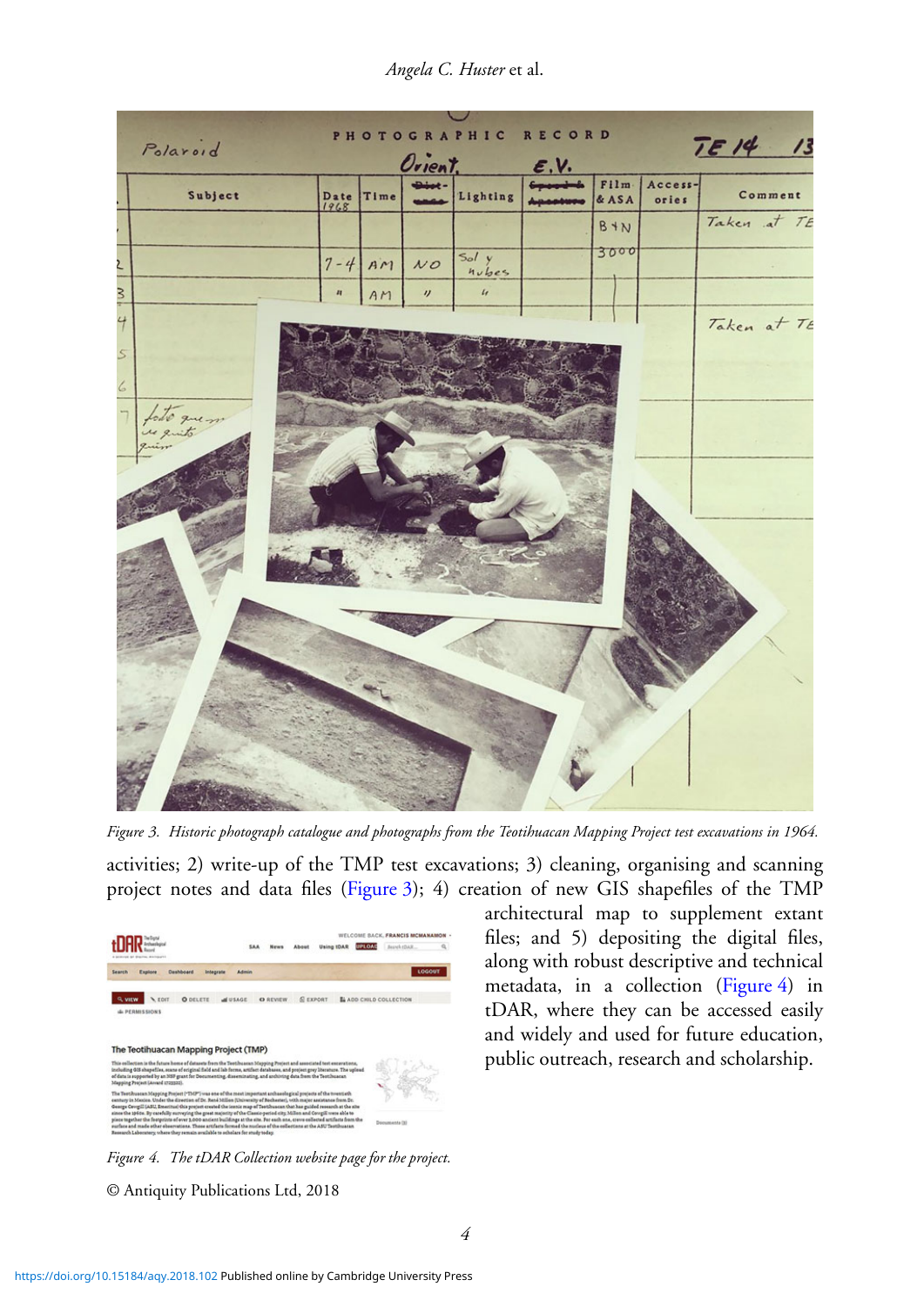*Figure 3. Historic photograph catalogue and photographs from the Teotihuacan Mapping Project test excavations in 1964.*

activities; 2) write-up of the TMP test excavations; 3) cleaning, organising and scanning project notes and data files (Figure 3); 4) creation of new GIS shapefiles of the TMP architectural map to supplement extant files; and 5) depositing the digital files, along with robust descriptive and technical metadata, in a collection (Figure 4) in tDAR, where they can be accessed easily and widely and used for future education, public outreach, research and scholarship.

*Figure 4. The tDAR Collection website page for the project.*

© Antiquity Publications Ltd, 2018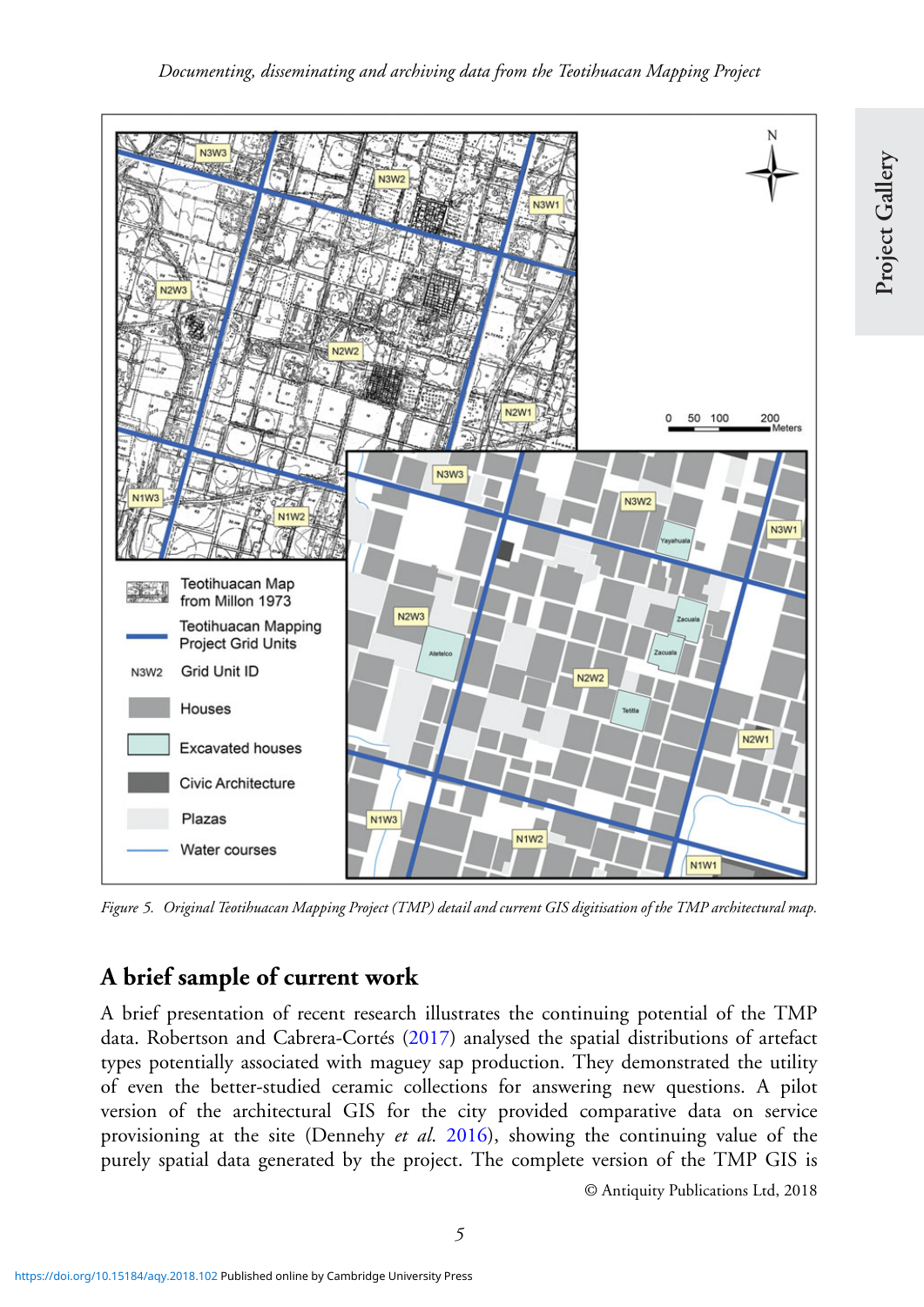*Figure 5. Original Teotihuacan Mapping Project (TMP) detail and current GIS digitisation of the TMP architectural map.*

## A brief sample of current work

A brief presentation of recent research illustrates the continuing potential of the TMP data. Robertson and Cabrera-Cortés (2017) analysed the spatial distributions of artefact types potentially associated with maguey sap production. They demonstrated the utility of even the better-studied ceramic collections for answering new questions. A pilot version of the architectural GIS for the city provided comparative data on service provisioning at the site (Dennehy *et al*. 2016), showing the continuing value of the purely spatial data generated by the project. The complete version of the TMP GIS is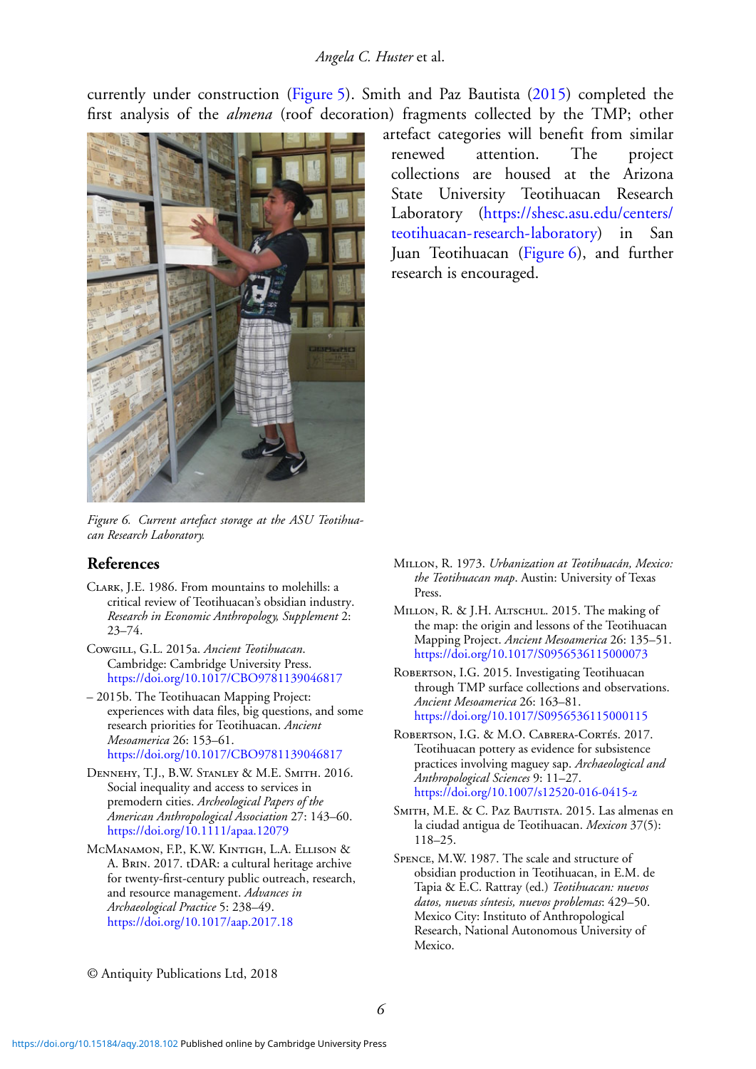currently under construction (Figure 5). Smith and Paz Bautista (2015) completed the first analysis of the *almena* (roof decoration) fragments collected by the TMP; other artefact categories will benefit from similar renewed attention. The project collections are housed at the Arizona State University Teotihuacan Research Laboratory (https://shesc.asu.edu/centers/teotihuacan-research-laboratory) in San Juan Teotihuacan (Figure 6), and further research is encouraged.

*Figure 6. Current artefact storage at the ASU Teotihuacan Research Laboratory.*

## References

Clark, J.E. 1986. From mountains to molehills: a critical review of Teotihuacan's obsidian industry. *Research in Economic Anthropology, Supplement* 2: 23–74.

Cowgill, G.L. 2015a. *Ancient Teotihuacan*. Cambridge: Cambridge University Press. https://doi.org/10.1017/CBO9781139046817

– 2015b. The Teotihuacan Mapping Project: experiences with data files, big questions, and some research priorities for Teotihuacan. *Ancient Mesoamerica* 26: 153–61. https://doi.org/10.1017/CBO9781139046817

Dennehy, T.J., B.W. Stanley & M.E. Smith. 2016. Social inequality and access to services in premodern cities. *Archeological Papers of the American Anthropological Association* 27: 143–60. https://doi.org/10.1111/apaa.12079

McManamon, F.P., K.W. Kintigh, L.A. Ellison & A. Brin. 2017. tDAR: a cultural heritage archive for twenty-first-century public outreach, research, and resource management. *Advances in Archaeological Practice* 5: 238–49. https://doi.org/10.1017/aap.2017.18

Millon, R. 1973. *Urbanization at Teotihuacán, Mexico: the Teotihuacan map*. Austin: University of Texas Press.

Millon, R. & J.H. Altschul. 2015. The making of the map: the origin and lessons of the Teotihuacan Mapping Project. *Ancient Mesoamerica* 26: 135–51. https://doi.org/10.1017/S0956536115000073

Robertson, I.G. 2015. Investigating Teotihuacan through TMP surface collections and observations. *Ancient Mesoamerica* 26: 163–81. https://doi.org/10.1017/S0956536115000115

Robertson, I.G. & M.O. Cabrera-Cortés. 2017. Teotihuacan pottery as evidence for subsistence practices involving maguey sap. *Archaeological and Anthropological Sciences* 9: 11–27. https://doi.org/10.1007/s12520-016-0415-z

Smith, M.E. & C. Paz Bautista. 2015. Las almenas en la ciudad antigua de Teotihuacan. *Mexicon* 37(5): 118–25.

Spence, M.W. 1987. The scale and structure of obsidian production in Teotihuacan, in E.M. de Tapia & E.C. Rattray (ed.) *Teotihuacan: nuevos datos, nuevas síntesis, nuevos problemas*: 429–50. Mexico City: Instituto of Anthropological Research, National Autonomous University of Mexico.

© Antiquity Publications Ltd, 2018